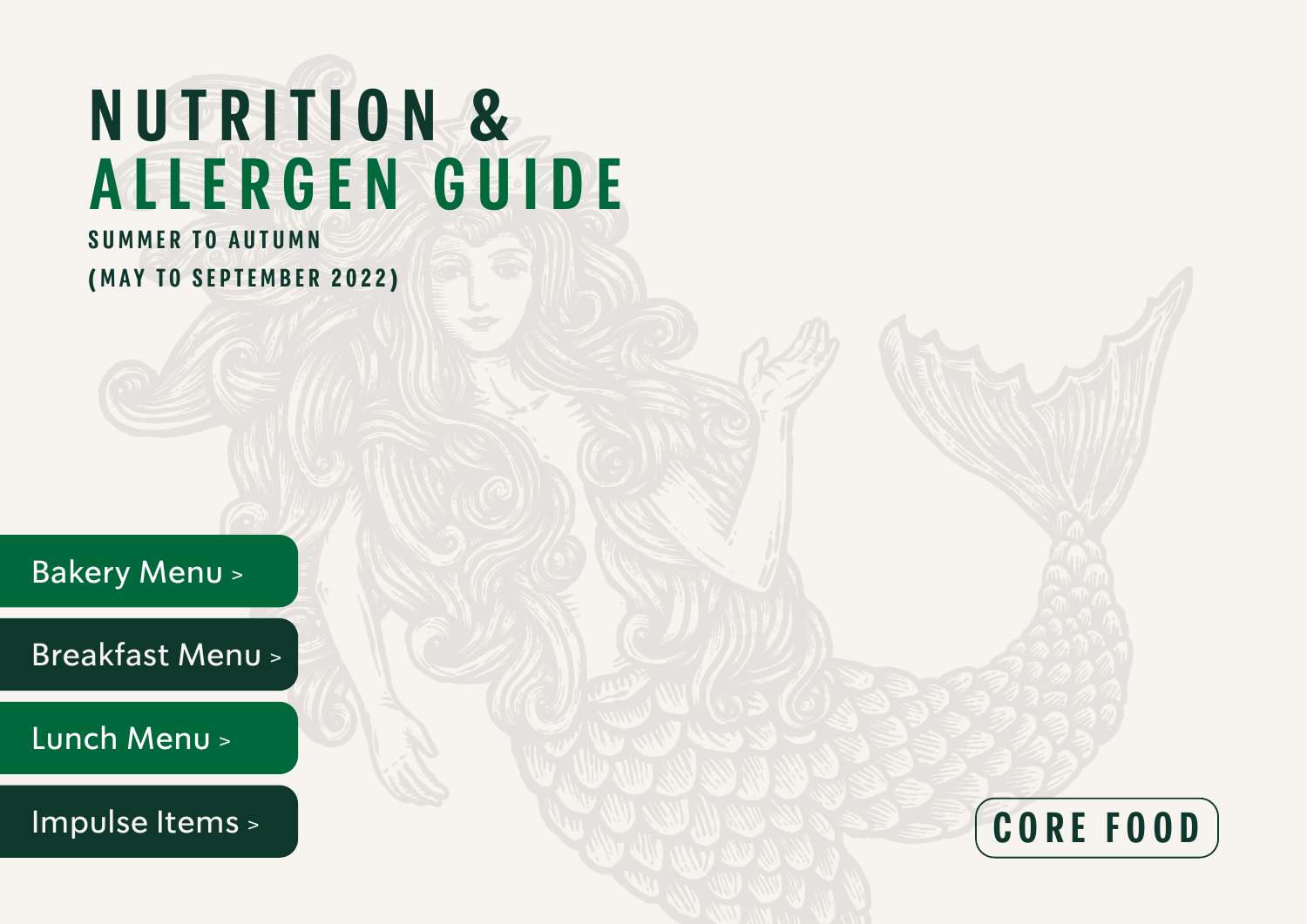# NUTRITION & ALLERGEN GUIDE

**SUMMER TO AUTUMN**

**(MAY TO SEPTEMBER 2022)**

- Bakery Menu >
- Breakfast Menu >
- Lunch Menu >
- Impulse Items >

CORE FOOD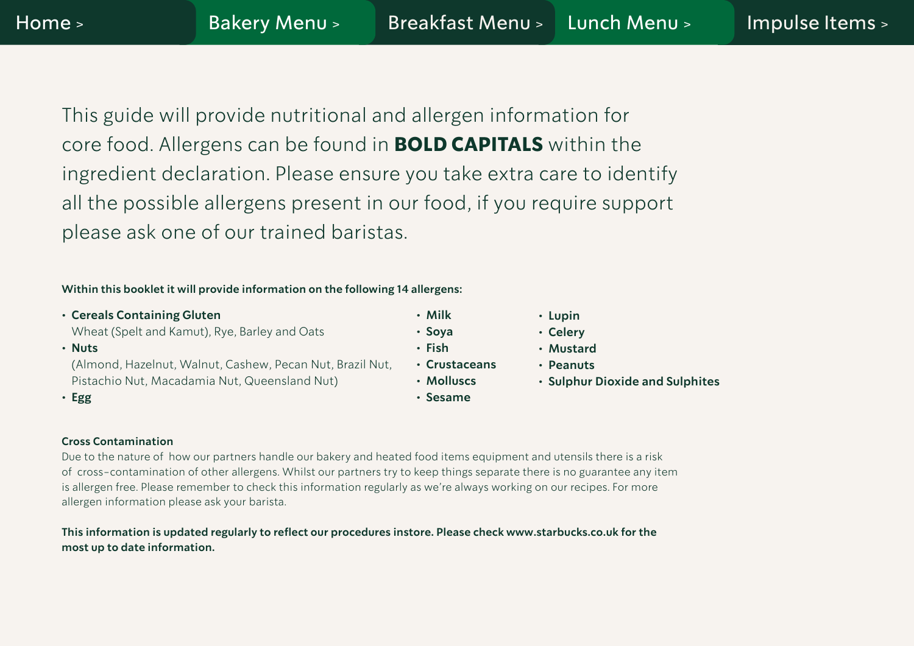Home > | Bakery Menu > | Breakfast Menu > | Lunch Menu > | Impulse Items >

This guide will provide nutritional and allergen information for core food. Allergens can be found in **BOLD CAPITALS** within the ingredient declaration. Please ensure you take extra care to identify all the possible allergens present in our food, if you require support please ask one of our trained baristas.

**Within this booklet it will provide information on the following 14 allergens:**

- **Cereals Containing Gluten**
  Wheat (Spelt and Kamut), Rye, Barley and Oats
- **Nuts**
  (Almond, Hazelnut, Walnut, Cashew, Pecan Nut, Brazil Nut, Pistachio Nut, Macadamia Nut, Queensland Nut)
- **Egg**
- **Milk**
- **Soya**
- **Fish**
- **Crustaceans**
- **Molluscs**
- **Sesame**
- **Lupin**
- **Celery**
- **Mustard**
- **Peanuts**
- **Sulphur Dioxide and Sulphites**

**Cross Contamination**

Due to the nature of how our partners handle our bakery and heated food items equipment and utensils there is a risk of cross-contamination of other allergens. Whilst our partners try to keep things separate there is no guarantee any item is allergen free. Please remember to check this information regularly as we're always working on our recipes. For more allergen information please ask your barista.

**This information is updated regularly to reflect our procedures instore. Please check www.starbucks.co.uk for the most up to date information.**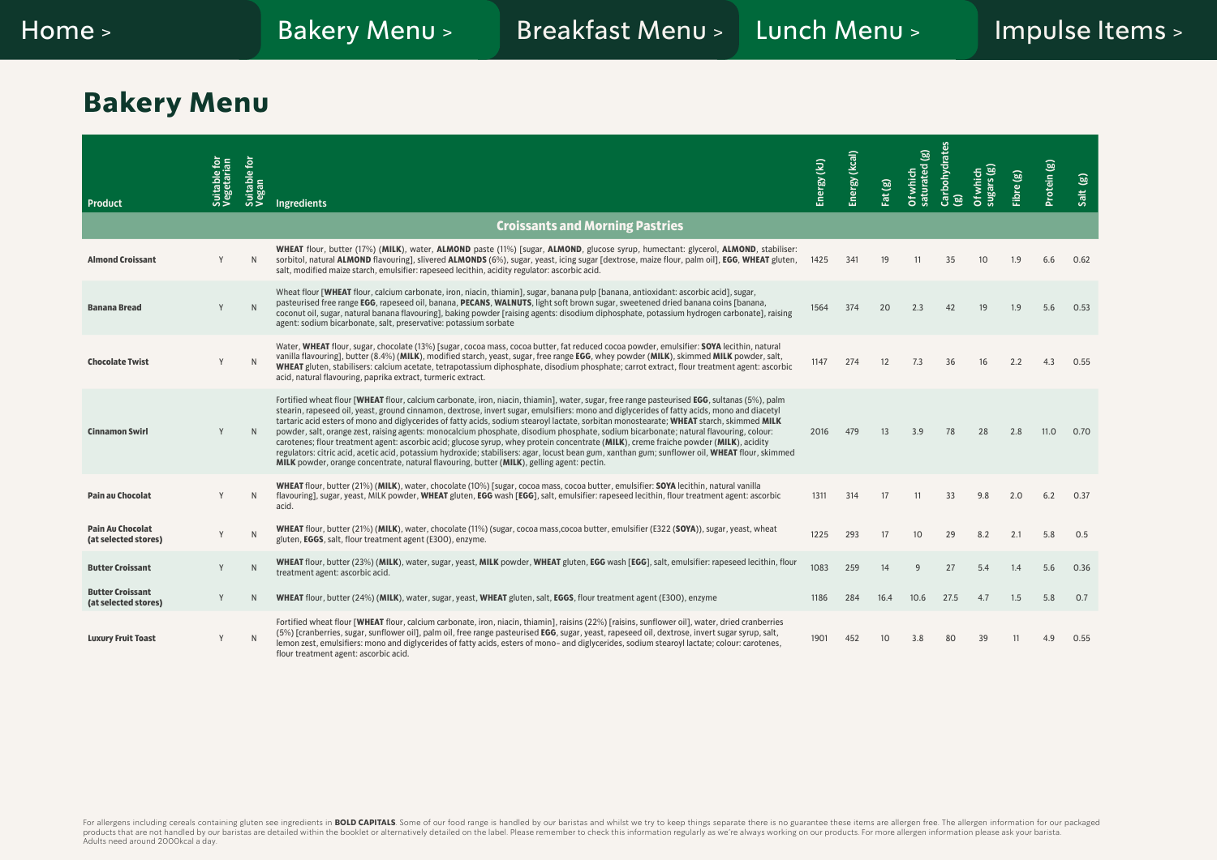Home > | Bakery Menu > | Breakfast Menu > | Lunch Menu > | Impulse Items >

# Bakery Menu

| Product | Suitable for Vegetarian | Suitable for Vegan | Ingredients | Energy (kJ) | Energy (kcal) | Fat (g) | Of which saturated (g) | Carbohydrates (g) | Of which sugars (g) | Fibre (g) | Protein (g) | Salt (g) |
|---|---|---|---|---|---|---|---|---|---|---|---|---|
| **Croissants and Morning Pastries** | | | | | | | | | | | | |
| **Almond Croissant** | Y | N | **WHEAT** flour, butter (17%) (**MILK**), water, **ALMOND** paste (11%) [sugar, **ALMOND**, glucose syrup, humectant: glycerol, **ALMOND**, stabiliser: sorbitol, natural **ALMOND** flavouring], slivered **ALMONDS** (6%), sugar, yeast, icing sugar [dextrose, maize flour, palm oil], **EGG**, **WHEAT** gluten, salt, modified maize starch, emulsifier: rapeseed lecithin, acidity regulator: ascorbic acid. | 1425 | 341 | 19 | 11 | 35 | 10 | 1.9 | 6.6 | 0.62 |
| **Banana Bread** | Y | N | Wheat flour [**WHEAT** flour, calcium carbonate, iron, niacin, thiamin], sugar, banana pulp [banana, antioxidant: ascorbic acid], sugar, pasteurised free range **EGG**, rapeseed oil, banana, **PECANS**, **WALNUTS**, light soft brown sugar, sweetened dried banana coins [banana, coconut oil, sugar, natural banana flavouring], baking powder [raising agents: disodium diphosphate, potassium hydrogen carbonate], raising agent: sodium bicarbonate, salt, preservative: potassium sorbate | 1564 | 374 | 20 | 2.3 | 42 | 19 | 1.9 | 5.6 | 0.53 |
| **Chocolate Twist** | Y | N | Water, **WHEAT** flour, sugar, chocolate (13%) [sugar, cocoa mass, cocoa butter, fat reduced cocoa powder, emulsifier: **SOYA** lecithin, natural vanilla flavouring], butter (8.4%) (**MILK**), modified starch, yeast, sugar, free range **EGG**, whey powder (**MILK**), skimmed **MILK** powder, salt, **WHEAT** gluten, stabilisers: calcium acetate, tetrapotassium diphosphate, disodium phosphate; carrot extract, flour treatment agent: ascorbic acid, natural flavouring, paprika extract, turmeric extract. | 1147 | 274 | 12 | 7.3 | 36 | 16 | 2.2 | 4.3 | 0.55 |
| **Cinnamon Swirl** | Y | N | Fortified wheat flour [**WHEAT** flour, calcium carbonate, iron, niacin, thiamin], water, sugar, free range pasteurised **EGG**, sultanas (5%), palm stearin, rapeseed oil, yeast, ground cinnamon, dextrose, invert sugar, emulsifiers: mono and diglycerides of fatty acids, mono and diacetyl tartaric acid esters of mono and diglycerides of fatty acids, sodium stearoyl lactate, sorbitan monostearate; **WHEAT** starch, skimmed **MILK** powder, salt, orange zest, raising agents: monocalcium phosphate, disodium phosphate, sodium bicarbonate; natural flavouring, colour: carotenes; flour treatment agent: ascorbic acid; glucose syrup, whey protein concentrate (**MILK**), creme fraiche powder (**MILK**), acidity regulators: citric acid, acetic acid, potassium hydroxide; stabilisers: agar, locust bean gum, xanthan gum; sunflower oil, **WHEAT** flour, skimmed **MILK** powder, orange concentrate, natural flavouring, butter (**MILK**), gelling agent: pectin. | 2016 | 479 | 13 | 3.9 | 78 | 28 | 2.8 | 11.0 | 0.70 |
| **Pain au Chocolat** | Y | N | **WHEAT** flour, butter (21%) (**MILK**), water, chocolate (10%) [sugar, cocoa mass, cocoa butter, emulsifier: **SOYA** lecithin, natural vanilla flavouring], sugar, yeast, MILK powder, **WHEAT** gluten, **EGG** wash [**EGG**], salt, emulsifier: rapeseed lecithin, flour treatment agent: ascorbic acid. | 1311 | 314 | 17 | 11 | 33 | 9.8 | 2.0 | 6.2 | 0.37 |
| **Pain Au Chocolat (at selected stores)** | Y | N | **WHEAT** flour, butter (21%) (**MILK**), water, chocolate (11%) (sugar, cocoa mass,cocoa butter, emulsifier (E322 (**SOYA**)), sugar, yeast, wheat gluten, **EGGS**, salt, flour treatment agent (E300), enzyme. | 1225 | 293 | 17 | 10 | 29 | 8.2 | 2.1 | 5.8 | 0.5 |
| **Butter Croissant** | Y | N | **WHEAT** flour, butter (23%) (**MILK**), water, sugar, yeast, **MILK** powder, **WHEAT** gluten, **EGG** wash [**EGG**], salt, emulsifier: rapeseed lecithin, flour treatment agent: ascorbic acid. | 1083 | 259 | 14 | 9 | 27 | 5.4 | 1.4 | 5.6 | 0.36 |
| **Butter Croissant (at selected stores)** | Y | N | **WHEAT** flour, butter (24%) (**MILK**), water, sugar, yeast, **WHEAT** gluten, salt, **EGGS**, flour treatment agent (E300), enzyme | 1186 | 284 | 16.4 | 10.6 | 27.5 | 4.7 | 1.5 | 5.8 | 0.7 |
| **Luxury Fruit Toast** | Y | N | Fortified wheat flour [**WHEAT** flour, calcium carbonate, iron, niacin, thiamin], raisins (22%) [raisins, sunflower oil], water, dried cranberries (5%) [cranberries, sugar, sunflower oil], palm oil, free range pasteurised **EGG**, sugar, yeast, rapeseed oil, dextrose, invert sugar syrup, salt, lemon zest, emulsifiers: mono and diglycerides of fatty acids, esters of mono– and diglycerides, sodium stearoyl lactate; colour: carotenes, flour treatment agent: ascorbic acid. | 1901 | 452 | 10 | 3.8 | 80 | 39 | 11 | 4.9 | 0.55 |

For allergens including cereals containing gluten see ingredients in **BOLD CAPITALS**. Some of our food range is handled by our baristas and whilst we try to keep things separate there is no guarantee these items are allergen free. The allergen information for our packaged products that are not handled by our baristas are detailed within the booklet or alternatively detailed on the label. Please remember to check this information regularly as we're always working on our products. For more allergen information please ask your barista. Adults need around 2000kcal a day.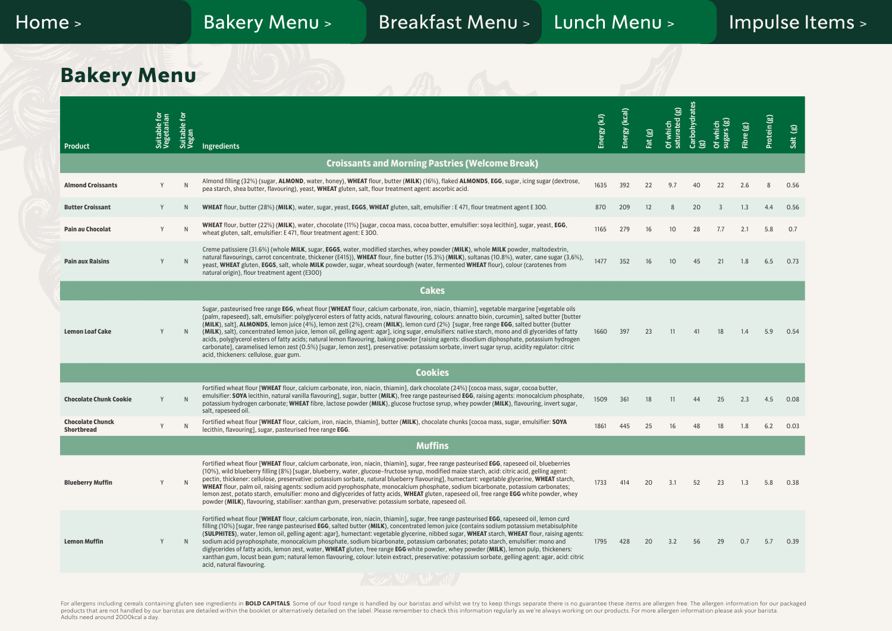Home > Bakery Menu > Breakfast Menu > Lunch Menu > Impulse Items >

# Bakery Menu

| Product | Suitable for Vegetarian | Suitable for Vegan | Ingredients | Energy (kJ) | Energy (kcal) | Fat (g) | Of which saturated (g) | Carbohydrates (g) | Of which sugars (g) | Fibre (g) | Protein (g) | Salt (g) |
|---|---|---|---|---|---|---|---|---|---|---|---|---|
| **Croissants and Morning Pastries (Welcome Break)** | | | | | | | | | | | | |
| **Almond Croissants** | Y | N | Almond filling (32%) (sugar, **ALMOND**, water, honey), **WHEAT** flour, butter (**MILK**) (16%), flaked **ALMONDS**, **EGG**, sugar, icing sugar (dextrose, pea starch, shea butter, flavouring), yeast, **WHEAT** gluten, salt, flour treatment agent: ascorbic acid. | 1635 | 392 | 22 | 9.7 | 40 | 22 | 2.6 | 8 | 0.56 |
| **Butter Croissant** | Y | N | **WHEAT** flour, butter (28%) (**MILK**), water, sugar, yeast, **EGGS**, **WHEAT** gluten, salt, emulsifier : E 471, flour treatment agent E 300. | 870 | 209 | 12 | 8 | 20 | 3 | 1.3 | 4.4 | 0.56 |
| **Pain au Chocolat** | Y | N | **WHEAT** flour, butter (22%) (**MILK**), water, chocolate (11%) [sugar, cocoa mass, cocoa butter, emulsifier: soya lecithin], sugar, yeast, **EGG**, wheat gluten, salt, emulsifier: E 471, flour treatment agent: E 300. | 1165 | 279 | 16 | 10 | 28 | 7.7 | 2.1 | 5.8 | 0.7 |
| **Pain aux Raisins** | Y | N | Creme patissiere (31.6%) (whole **MILK**, sugar, **EGGS**, water, modified starches, whey powder (**MILK**), whole **MILK** powder, maltodextrin, natural flavourings, carrot concentrate, thickener (E415)), **WHEAT** flour, fine butter (15.3%) (**MILK**), sultanas (10.8%), water, cane sugar (3,6%), yeast, **WHEAT** gluten, **EGGS**, salt, whole **MILK** powder, sugar, wheat sourdough (water, fermented **WHEAT** flour), colour (carotenes from natural origin), flour treatment agent (E300) | 1477 | 352 | 16 | 10 | 45 | 21 | 1.8 | 6.5 | 0.73 |
| **Cakes** | | | | | | | | | | | | |
| **Lemon Loaf Cake** | Y | N | Sugar, pasteurised free range **EGG**, wheat flour [**WHEAT** flour, calcium carbonate, iron, niacin, thiamin], vegetable margarine [vegetable oils (palm, rapeseed), salt, emulsifier: polyglycerol esters of fatty acids, natural flavouring, colours: annatto bixin, curcumin], salted butter [butter (**MILK**), salt], **ALMONDS**, lemon juice (4%), lemon zest (2%), cream (**MILK**), lemon curd (2%) [sugar, free range **EGG**, salted butter (butter (**MILK**), salt), concentrated lemon juice, lemon oil, gelling agent: agar], icing sugar, emulsifiers: native starch, mono and di glycerides of fatty acids, polyglycerol esters of fatty acids; natural lemon flavouring, baking powder [raising agents: disodium diphosphate, potassium hydrogen carbonate], caramelised lemon zest (0.5%) [sugar, lemon zest], preservative: potassium sorbate, invert sugar syrup, acidity regulator: citric acid, thickeners: cellulose, guar gum. | 1660 | 397 | 23 | 11 | 41 | 18 | 1.4 | 5.9 | 0.54 |
| **Cookies** | | | | | | | | | | | | |
| **Chocolate Chunk Cookie** | Y | N | Fortified wheat flour [**WHEAT** flour, calcium carbonate, iron, niacin, thiamin], dark chocolate (24%) [cocoa mass, sugar, cocoa butter, emulsifier: **SOYA** lecithin, natural vanilla flavouring], sugar, butter (**MILK**), free range pasteurised **EGG**, raising agents: monocalcium phosphate, potassium hydrogen carbonate; **WHEAT** fibre, lactose powder (**MILK**), glucose fructose syrup, whey powder (**MILK**), flavouring, invert sugar, salt, rapeseed oil. | 1509 | 361 | 18 | 11 | 44 | 25 | 2.3 | 4.5 | 0.08 |
| **Chocolate Chunck Shortbread** | Y | N | Fortified wheat flour [**WHEAT** flour, calcium, iron, niacin, thiamin], butter (**MILK**), chocolate chunks [cocoa mass, sugar, emulsifier: **SOYA** lecithin, flavouring], sugar, pasteurised free range **EGG**. | 1861 | 445 | 25 | 16 | 48 | 18 | 1.8 | 6.2 | 0.03 |
| **Muffins** | | | | | | | | | | | | |
| **Blueberry Muffin** | Y | N | Fortified wheat flour [**WHEAT** flour, calcium carbonate, iron, niacin, thiamin], sugar, free range pasteurised **EGG**, rapeseed oil, blueberries (10%), wild blueberry filling (8%) [sugar, blueberry, water, glucose-fructose syrup, modified maize starch, acid: citric acid, gelling agent: pectin, thickener: cellulose, preservative: potassium sorbate, natural blueberry flavouring], humectant: vegetable glycerine, **WHEAT** starch, **WHEAT** flour, palm oil, raising agents: sodium acid pyrophosphate, monocalcium phosphate, sodium bicarbonate, potassium carbonates; lemon zest, potato starch, emulsifier: mono and diglycerides of fatty acids, **WHEAT** gluten, rapeseed oil, free range **EGG** white powder, whey powder (**MILK**), flavouring, stabiliser: xanthan gum, preservative: potassium sorbate, rapeseed oil. | 1733 | 414 | 20 | 3.1 | 52 | 23 | 1.3 | 5.8 | 0.38 |
| **Lemon Muffin** | Y | N | Fortified wheat flour [**WHEAT** flour, calcium carbonate, iron, niacin, thiamin], sugar, free range pasteurised **EGG**, rapeseed oil, lemon curd filling (10%) [sugar, free range pasteurised **EGG**, salted butter (**MILK**), concentrated lemon juice (contains sodium potassium metabisulphite (**SULPHITES**), water, lemon oil, gelling agent: agar], humectant: vegetable glycerine, nibbed sugar, **WHEAT** starch, **WHEAT** flour, raising agents: sodium acid pyrophosphate, monocalcium phosphate, sodium bicarbonate, potassium carbonates; potato starch, emulsifier: mono and diglycerides of fatty acids, lemon zest, water, **WHEAT** gluten, free range **EGG** white powder, whey powder (**MILK**), lemon pulp, thickeners: xanthan gum, locust bean gum; natural lemon flavouring, colour: lutein extract, preservative: potassium sorbate, gelling agent: agar, acid: citric acid, natural flavouring. | 1795 | 428 | 20 | 3.2 | 56 | 29 | 0.7 | 5.7 | 0.39 |

For allergens including cereals containing gluten see ingredients in **BOLD CAPITALS**. Some of our food range is handled by our baristas and whilst we try to keep things separate there is no guarantee these items are allergen free. The allergen information for our packaged products that are not handled by our baristas are detailed within the booklet or alternatively detailed on the label. Please remember to check this information regularly as we're always working on our products. For more allergen information please ask your barista. Adults need around 2000kcal a day.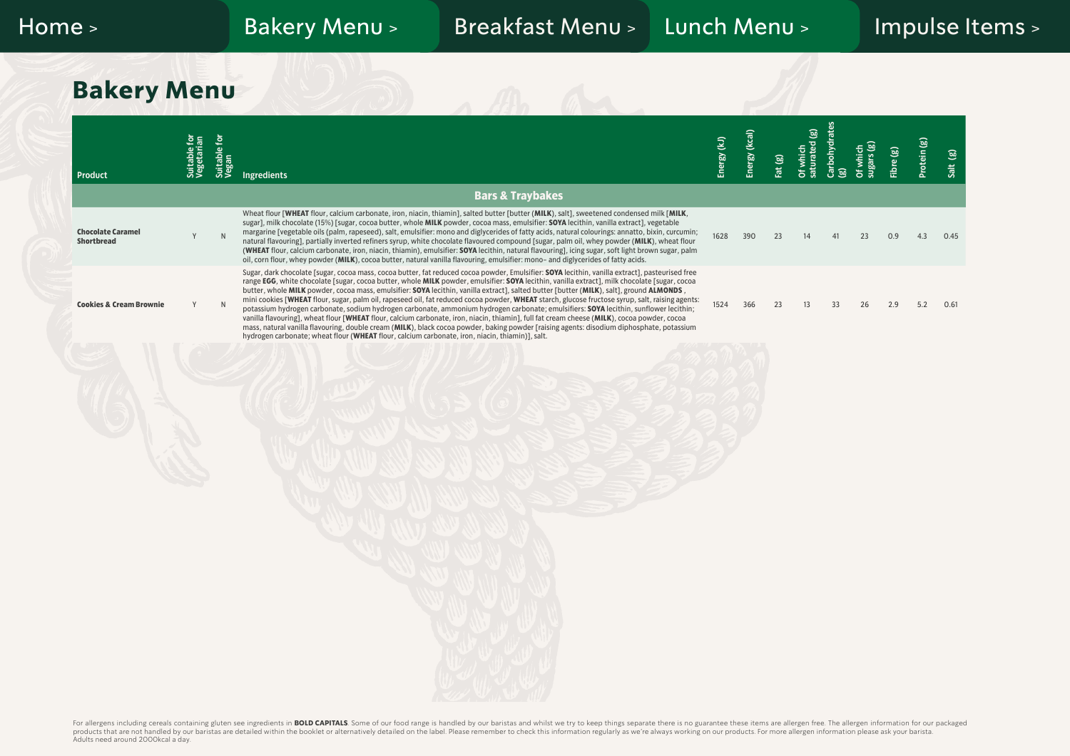Home > Bakery Menu > Breakfast Menu > Lunch Menu > Impulse Items >

# Bakery Menu

| Product | Suitable for Vegetarian | Suitable for Vegan | Ingredients | Energy (kJ) | Energy (kcal) | Fat (g) | Of which saturated (g) | Carbohydrates (g) | Of which sugars (g) | Fibre (g) | Protein (g) | Salt (g) |
|---|---|---|---|---|---|---|---|---|---|---|---|---|
| **Bars & Traybakes** | | | | | | | | | | | | |
| **Chocolate Caramel Shortbread** | Y | N | Wheat flour [**WHEAT** flour, calcium carbonate, iron, niacin, thiamin], salted butter [butter (**MILK**), salt], sweetened condensed milk [**MILK**, sugar], milk chocolate (15%) [sugar, cocoa butter, whole **MILK** powder, cocoa mass, emulsifier: **SOYA** lecithin, vanilla extract], vegetable margarine [vegetable oils (palm, rapeseed), salt, emulsifier: mono and diglycerides of fatty acids, natural colourings: annatto, bixin, curcumin; natural flavouring], partially inverted refiners syrup, white chocolate flavoured compound [sugar, palm oil, whey powder (**MILK**), wheat flour (**WHEAT** flour, calcium carbonate, iron, niacin, thiamin), emulsifier: **SOYA** lecithin, natural flavouring], icing sugar, soft light brown sugar, palm oil, corn flour, whey powder (**MILK**), cocoa butter, natural vanilla flavouring, emulsifier: mono- and diglycerides of fatty acids. | 1628 | 390 | 23 | 14 | 41 | 23 | 0.9 | 4.3 | 0.45 |
| **Cookies & Cream Brownie** | Y | N | Sugar, dark chocolate [sugar, cocoa mass, cocoa butter, fat reduced cocoa powder, Emulsifier: **SOYA** lecithin, vanilla extract], pasteurised free range **EGG**, white chocolate [sugar, cocoa butter, whole **MILK** powder, emulsifier: **SOYA** lecithin, vanilla extract], milk chocolate [sugar, cocoa butter, whole **MILK** powder, cocoa mass, emulsifier: **SOYA** lecithin, vanilla extract], salted butter [butter (**MILK**), salt], ground **ALMONDS** , mini cookies [**WHEAT** flour, sugar, palm oil, rapeseed oil, fat reduced cocoa powder, **WHEAT** starch, glucose fructose syrup, salt, raising agents: potassium hydrogen carbonate, sodium hydrogen carbonate, ammonium hydrogen carbonate; emulsifiers: **SOYA** lecithin, sunflower lecithin; vanilla flavouring], wheat flour [**WHEAT** flour, calcium carbonate, iron, niacin, thiamin], full fat cream cheese (**MILK**), cocoa powder, cocoa mass, natural vanilla flavouring, double cream (**MILK**), black cocoa powder, baking powder [raising agents: disodium diphosphate, potassium hydrogen carbonate; wheat flour (**WHEAT** flour, calcium carbonate, iron, niacin, thiamin)], salt. | 1524 | 366 | 23 | 13 | 33 | 26 | 2.9 | 5.2 | 0.61 |

For allergens including cereals containing gluten see ingredients in **BOLD CAPITALS**. Some of our food range is handled by our baristas and whilst we try to keep things separate there is no guarantee these items are allergen free. The allergen information for our packaged products that are not handled by our baristas are detailed within the booklet or alternatively detailed on the label. Please remember to check this information regularly as we're always working on our products. For more allergen information please ask your barista.
Adults need around 2000kcal a day.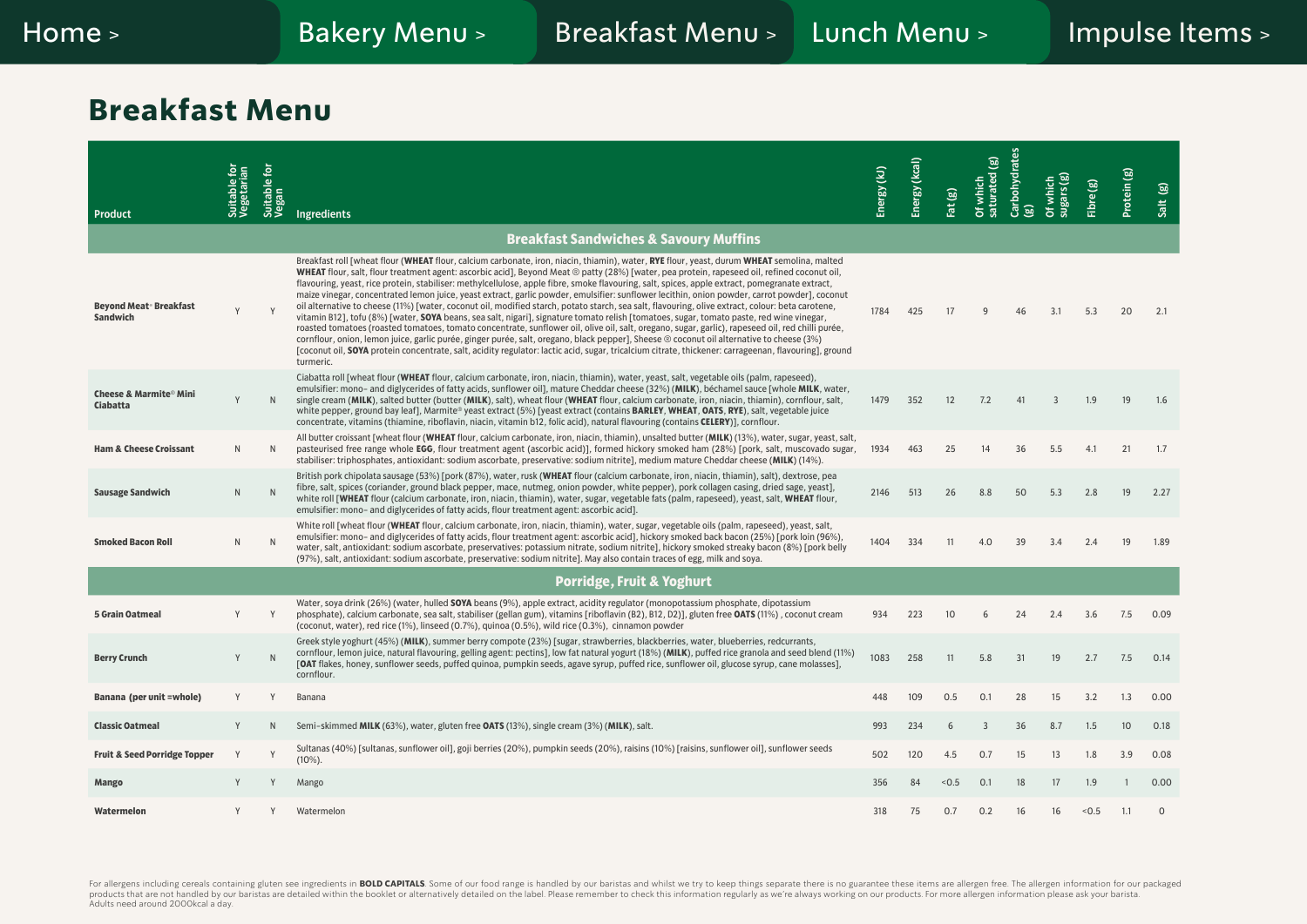Home > | Bakery Menu > | Breakfast Menu > | Lunch Menu > | Impulse Items >

# Breakfast Menu

| Product | Suitable for Vegetarian | Suitable for Vegan | Ingredients | Energy (kJ) | Energy (kcal) | Fat (g) | Of which saturated (g) | Carbohydrates (g) | Of which sugars (g) | Fibre (g) | Protein (g) | Salt (g) |
|---|---|---|---|---|---|---|---|---|---|---|---|---|
| **Breakfast Sandwiches & Savoury Muffins** | | | | | | | | | | | | |
| **Beyond Meat® Breakfast Sandwich** | Y | Y | Breakfast roll [wheat flour (**WHEAT** flour, calcium carbonate, iron, niacin, thiamin), water, **RYE** flour, yeast, durum **WHEAT** semolina, malted **WHEAT** flour, salt, flour treatment agent: ascorbic acid], Beyond Meat ® patty (28%) [water, pea protein, rapeseed oil, refined coconut oil, flavouring, yeast, rice protein, stabiliser: methylcellulose, apple fibre, smoke flavouring, salt, spices, apple extract, pomegranate extract, maize vinegar, concentrated lemon juice, yeast extract, garlic powder, emulsifier: sunflower lecithin, onion powder, carrot powder], coconut oil alternative to cheese (11%) [water, coconut oil, modified starch, potato starch, sea salt, flavouring, olive extract, colour: beta carotene, vitamin B12], tofu (8%) [water, **SOYA** beans, sea salt, nigari], signature tomato relish [tomatoes, sugar, tomato paste, red wine vinegar, roasted tomatoes (roasted tomatoes, tomato concentrate, sunflower oil, olive oil, salt, oregano, sugar, garlic), rapeseed oil, red chilli purée, cornflour, onion, lemon juice, garlic purée, ginger purée, salt, oregano, black pepper], Sheese ® coconut oil alternative to cheese (3%) [coconut oil, **SOYA** protein concentrate, salt, acidity regulator: lactic acid, sugar, tricalcium citrate, thickener: carrageenan, flavouring], ground turmeric. | 1784 | 425 | 17 | 9 | 46 | 3.1 | 5.3 | 20 | 2.1 |
| **Cheese & Marmite® Mini Ciabatta** | Y | N | Ciabatta roll [wheat flour (**WHEAT** flour, calcium carbonate, iron, niacin, thiamin), water, yeast, salt, vegetable oils (palm, rapeseed), emulsifier: mono- and diglycerides of fatty acids, sunflower oil], mature Cheddar cheese (32%) (**MILK**), béchamel sauce [whole **MILK**, water, single cream (**MILK**), salted butter (butter (**MILK**), salt), wheat flour (**WHEAT** flour, calcium carbonate, iron, niacin, thiamin), cornflour, salt, white pepper, ground bay leaf], Marmite® yeast extract (5%) [yeast extract (contains **BARLEY**, **WHEAT**, **OATS**, **RYE**), salt, vegetable juice concentrate, vitamins (thiamine, riboflavin, niacin, vitamin b12, folic acid), natural flavouring (contains **CELERY**)], cornflour. | 1479 | 352 | 12 | 7.2 | 41 | 3 | 1.9 | 19 | 1.6 |
| **Ham & Cheese Croissant** | N | N | All butter croissant [wheat flour (**WHEAT** flour, calcium carbonate, iron, niacin, thiamin), unsalted butter (**MILK**) (13%), water, sugar, yeast, salt, pasteurised free range whole **EGG**, flour treatment agent (ascorbic acid)], formed hickory smoked ham (28%) [pork, salt, muscovado sugar, stabiliser: triphosphates, antioxidant: sodium ascorbate, preservative: sodium nitrite], medium mature Cheddar cheese (**MILK**) (14%). | 1934 | 463 | 25 | 14 | 36 | 5.5 | 4.1 | 21 | 1.7 |
| **Sausage Sandwich** | N | N | British pork chipolata sausage (53%) [pork (87%), water, rusk (**WHEAT** flour (calcium carbonate, iron, niacin, thiamin), salt), dextrose, pea fibre, salt, spices (coriander, ground black pepper, mace, nutmeg, onion powder, white pepper), pork collagen casing, dried sage, yeast], white roll [**WHEAT** flour (calcium carbonate, iron, niacin, thiamin), water, sugar, vegetable fats (palm, rapeseed), yeast, salt, **WHEAT** flour, emulsifier: mono- and diglycerides of fatty acids, flour treatment agent: ascorbic acid]. | 2146 | 513 | 26 | 8.8 | 50 | 5.3 | 2.8 | 19 | 2.27 |
| **Smoked Bacon Roll** | N | N | White roll [wheat flour (**WHEAT** flour, calcium carbonate, iron, niacin, thiamin), water, sugar, vegetable oils (palm, rapeseed), yeast, salt, emulsifier: mono- and diglycerides of fatty acids, flour treatment agent: ascorbic acid], hickory smoked back bacon (25%) [pork loin (96%), water, salt, antioxidant: sodium ascorbate, preservatives: potassium nitrate, sodium nitrite], hickory smoked streaky bacon (8%) [pork belly (97%), salt, antioxidant: sodium ascorbate, preservative: sodium nitrite]. May also contain traces of egg, milk and soya. | 1404 | 334 | 11 | 4.0 | 39 | 3.4 | 2.4 | 19 | 1.89 |
| **Porridge, Fruit & Yoghurt** | | | | | | | | | | | | |
| **5 Grain Oatmeal** | Y | Y | Water, soya drink (26%) (water, hulled **SOYA** beans (9%), apple extract, acidity regulator (monopotassium phosphate, dipotassium phosphate), calcium carbonate, sea salt, stabiliser (gellan gum), vitamins [riboflavin (B2), B12, D2)], gluten free **OATS** (11%) , coconut cream (coconut, water), red rice (1%), linseed (0.7%), quinoa (0.5%), wild rice (0.3%), cinnamon powder | 934 | 223 | 10 | 6 | 24 | 2.4 | 3.6 | 7.5 | 0.09 |
| **Berry Crunch** | Y | N | Greek style yoghurt (45%) (**MILK**), summer berry compote (23%) [sugar, strawberries, blackberries, water, blueberries, redcurrants, cornflour, lemon juice, natural flavouring, gelling agent: pectins], low fat natural yogurt (18%) (**MILK**), puffed rice granola and seed blend (11%) [**OAT** flakes, honey, sunflower seeds, puffed quinoa, pumpkin seeds, agave syrup, puffed rice, sunflower oil, glucose syrup, cane molasses], cornflour. | 1083 | 258 | 11 | 5.8 | 31 | 19 | 2.7 | 7.5 | 0.14 |
| **Banana (per unit =whole)** | Y | Y | Banana | 448 | 109 | 0.5 | 0.1 | 28 | 15 | 3.2 | 1.3 | 0.00 |
| **Classic Oatmeal** | Y | N | Semi-skimmed **MILK** (63%), water, gluten free **OATS** (13%), single cream (3%) (**MILK**), salt. | 993 | 234 | 6 | 3 | 36 | 8.7 | 1.5 | 10 | 0.18 |
| **Fruit & Seed Porridge Topper** | Y | Y | Sultanas (40%) [sultanas, sunflower oil], goji berries (20%), pumpkin seeds (20%), raisins (10%) [raisins, sunflower oil], sunflower seeds (10%). | 502 | 120 | 4.5 | 0.7 | 15 | 13 | 1.8 | 3.9 | 0.08 |
| **Mango** | Y | Y | Mango | 356 | 84 | <0.5 | 0.1 | 18 | 17 | 1.9 | 1 | 0.00 |
| **Watermelon** | Y | Y | Watermelon | 318 | 75 | 0.7 | 0.2 | 16 | 16 | <0.5 | 1.1 | 0 |

For allergens including cereals containing gluten see ingredients in **BOLD CAPITALS**. Some of our food range is handled by our baristas and whilst we try to keep things separate there is no guarantee these items are allergen free. The allergen information for our packaged products that are not handled by our baristas are detailed within the booklet or alternatively detailed on the label. Please remember to check this information regularly as we're always working on our products. For more allergen information please ask your barista.
Adults need around 2000kcal a day.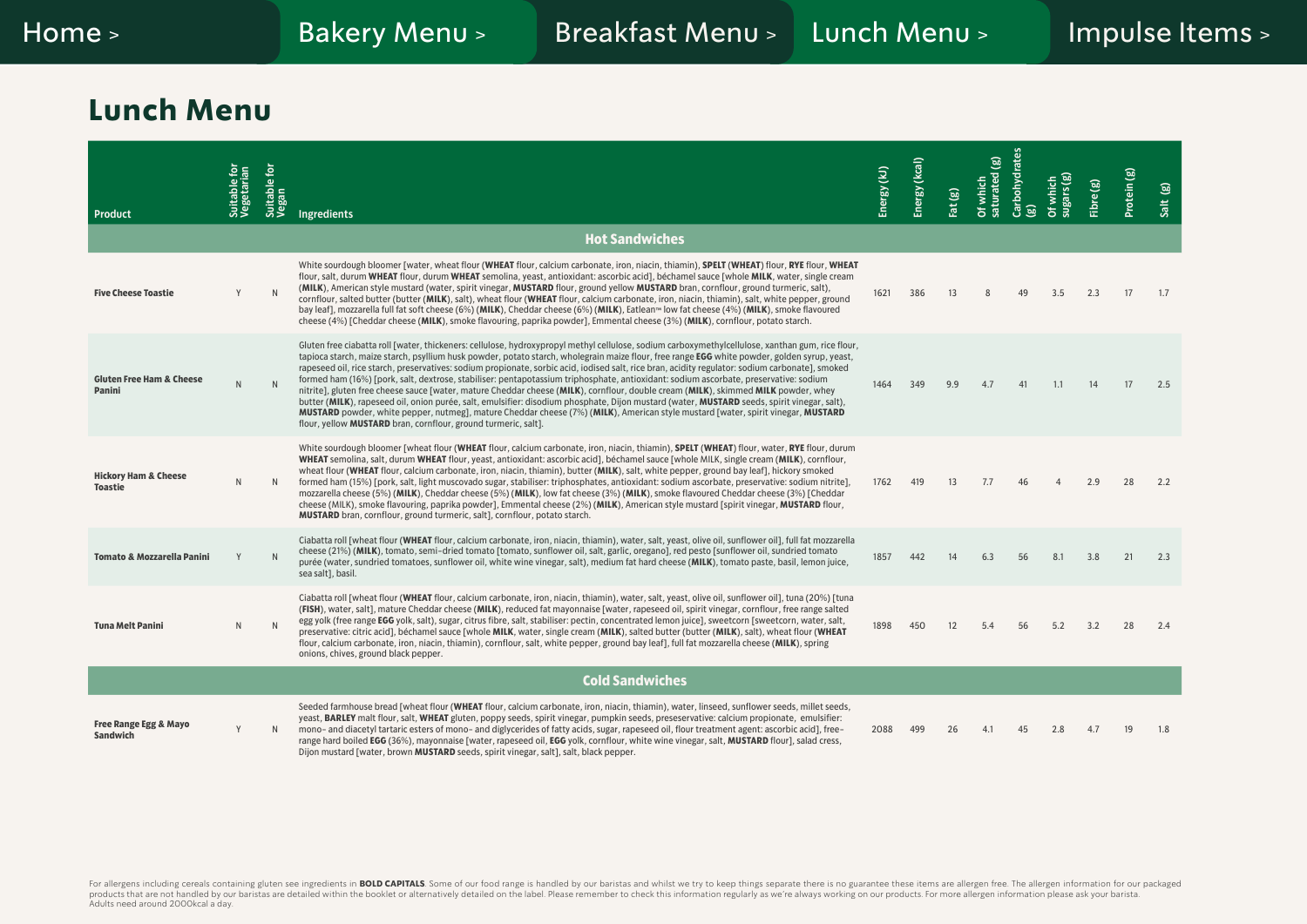Home > | Bakery Menu > | Breakfast Menu > | Lunch Menu > | Impulse Items >

# Lunch Menu

| Product | Suitable for Vegetarian | Suitable for Vegan | Ingredients | Energy (kJ) | Energy (kcal) | Fat (g) | Of which saturated (g) | Carbohydrates (g) | Of which sugars (g) | Fibre (g) | Protein (g) | Salt (g) |
|---|---|---|---|---|---|---|---|---|---|---|---|---|
| **Hot Sandwiches** | | | | | | | | | | | | |
| **Five Cheese Toastie** | Y | N | White sourdough bloomer [water, wheat flour (**WHEAT** flour, calcium carbonate, iron, niacin, thiamin), **SPELT** (**WHEAT**) flour, **RYE** flour, **WHEAT** flour, salt, durum **WHEAT** flour, durum **WHEAT** semolina, yeast, antioxidant: ascorbic acid], béchamel sauce [whole **MILK**, water, single cream (**MILK**), American style mustard (water, spirit vinegar, **MUSTARD** flour, ground yellow **MUSTARD** bran, cornflour, ground turmeric, salt), cornflour, salted butter (butter (**MILK**), salt), wheat flour (**WHEAT** flour, calcium carbonate, iron, niacin, thiamin), salt, white pepper, ground bay leaf], mozzarella full fat soft cheese (6%) (**MILK**), Cheddar cheese (6%) (**MILK**), Eatlean™ low fat cheese (4%) (**MILK**), smoke flavoured cheese (4%) [Cheddar cheese (**MILK**), smoke flavouring, paprika powder], Emmental cheese (3%) (**MILK**), cornflour, potato starch. | 1621 | 386 | 13 | 8 | 49 | 3.5 | 2.3 | 17 | 1.7 |
| **Gluten Free Ham & Cheese Panini** | N | N | Gluten free ciabatta roll [water, thickeners: cellulose, hydroxypropyl methyl cellulose, sodium carboxymethylcellulose, xanthan gum, rice flour, tapioca starch, maize starch, psyllium husk powder, potato starch, wholegrain maize flour, free range **EGG** white powder, golden syrup, yeast, rapeseed oil, rice starch, preservatives: sodium propionate, sorbic acid, iodised salt, rice bran, acidity regulator: sodium carbonate], smoked formed ham (16%) [pork, salt, dextrose, stabiliser: pentapotassium triphosphate, antioxidant: sodium ascorbate, preservative: sodium nitrite], gluten free cheese sauce [water, mature Cheddar cheese (**MILK**), cornflour, double cream (**MILK**), skimmed **MILK** powder, whey butter (**MILK**), rapeseed oil, onion purée, salt, emulsifier: disodium phosphate, Dijon mustard (water, **MUSTARD** seeds, spirit vinegar, salt), **MUSTARD** powder, white pepper, nutmeg], mature Cheddar cheese (7%) (**MILK**), American style mustard [water, spirit vinegar, **MUSTARD** flour, yellow **MUSTARD** bran, cornflour, ground turmeric, salt]. | 1464 | 349 | 9.9 | 4.7 | 41 | 1.1 | 14 | 17 | 2.5 |
| **Hickory Ham & Cheese Toastie** | N | N | White sourdough bloomer [wheat flour (**WHEAT** flour, calcium carbonate, iron, niacin, thiamin), **SPELT** (**WHEAT**) flour, water, **RYE** flour, durum **WHEAT** semolina, salt, durum **WHEAT** flour, yeast, antioxidant: ascorbic acid], béchamel sauce [whole MILK, single cream (**MILK**), cornflour, wheat flour (**WHEAT** flour, calcium carbonate, iron, niacin, thiamin), butter (**MILK**), salt, white pepper, ground bay leaf], hickory smoked formed ham (15%) [pork, salt, light muscovado sugar, stabiliser: triphosphates, antioxidant: sodium ascorbate, preservative: sodium nitrite], mozzarella cheese (5%) (**MILK**), Cheddar cheese (5%) (**MILK**), low fat cheese (3%) (**MILK**), smoke flavoured Cheddar cheese (3%) [Cheddar cheese (MILK), smoke flavouring, paprika powder], Emmental cheese (2%) (**MILK**), American style mustard [spirit vinegar, **MUSTARD** flour, **MUSTARD** bran, cornflour, ground turmeric, salt], cornflour, potato starch. | 1762 | 419 | 13 | 7.7 | 46 | 4 | 2.9 | 28 | 2.2 |
| **Tomato & Mozzarella Panini** | Y | N | Ciabatta roll [wheat flour (**WHEAT** flour, calcium carbonate, iron, niacin, thiamin), water, salt, yeast, olive oil, sunflower oil], full fat mozzarella cheese (21%) (**MILK**), tomato, semi-dried tomato [tomato, sunflower oil, salt, garlic, oregano], red pesto [sunflower oil, sundried tomato purée (water, sundried tomatoes, sunflower oil, white wine vinegar, salt), medium fat hard cheese (**MILK**), tomato paste, basil, lemon juice, sea salt], basil. | 1857 | 442 | 14 | 6.3 | 56 | 8.1 | 3.8 | 21 | 2.3 |
| **Tuna Melt Panini** | N | N | Ciabatta roll [wheat flour (**WHEAT** flour, calcium carbonate, iron, niacin, thiamin), water, salt, yeast, olive oil, sunflower oil], tuna (20%) [tuna (**FISH**), water, salt], mature Cheddar cheese (**MILK**), reduced fat mayonnaise [water, rapeseed oil, spirit vinegar, cornflour, free range salted egg yolk (free range **EGG** yolk, salt), sugar, citrus fibre, salt, stabiliser: pectin, concentrated lemon juice], sweetcorn [sweetcorn, water, salt, preservative: citric acid], béchamel sauce [whole **MILK**, water, single cream (**MILK**), salted butter (butter (**MILK**), salt), wheat flour (**WHEAT** flour, calcium carbonate, iron, niacin, thiamin), cornflour, salt, white pepper, ground bay leaf], full fat mozzarella cheese (**MILK**), spring onions, chives, ground black pepper. | 1898 | 450 | 12 | 5.4 | 56 | 5.2 | 3.2 | 28 | 2.4 |
| **Cold Sandwiches** | | | | | | | | | | | | |
| **Free Range Egg & Mayo Sandwich** | Y | N | Seeded farmhouse bread [wheat flour (**WHEAT** flour, calcium carbonate, iron, niacin, thiamin), water, linseed, sunflower seeds, millet seeds, yeast, **BARLEY** malt flour, salt, **WHEAT** gluten, poppy seeds, spirit vinegar, pumpkin seeds, preservative: calcium propionate, emulsifier: mono- and diacetyl tartaric esters of mono- and diglycerides of fatty acids, sugar, rapeseed oil, flour treatment agent: ascorbic acid], free-range hard boiled **EGG** (36%), mayonnaise [water, rapeseed oil, **EGG** yolk, cornflour, white wine vinegar, salt, **MUSTARD** flour], salad cress, Dijon mustard [water, brown **MUSTARD** seeds, spirit vinegar, salt], salt, black pepper. | 2088 | 499 | 26 | 4.1 | 45 | 2.8 | 4.7 | 19 | 1.8 |

For allergens including cereals containing gluten see ingredients in **BOLD CAPITALS**. Some of our food range is handled by our baristas and whilst we try to keep things separate there is no guarantee these items are allergen free. The allergen information for our packaged products that are not handled by our baristas are detailed within the booklet or alternatively detailed on the label. Please remember to check this information regularly as we're always working on our products. For more allergen information please ask your barista.
Adults need around 2000kcal a day.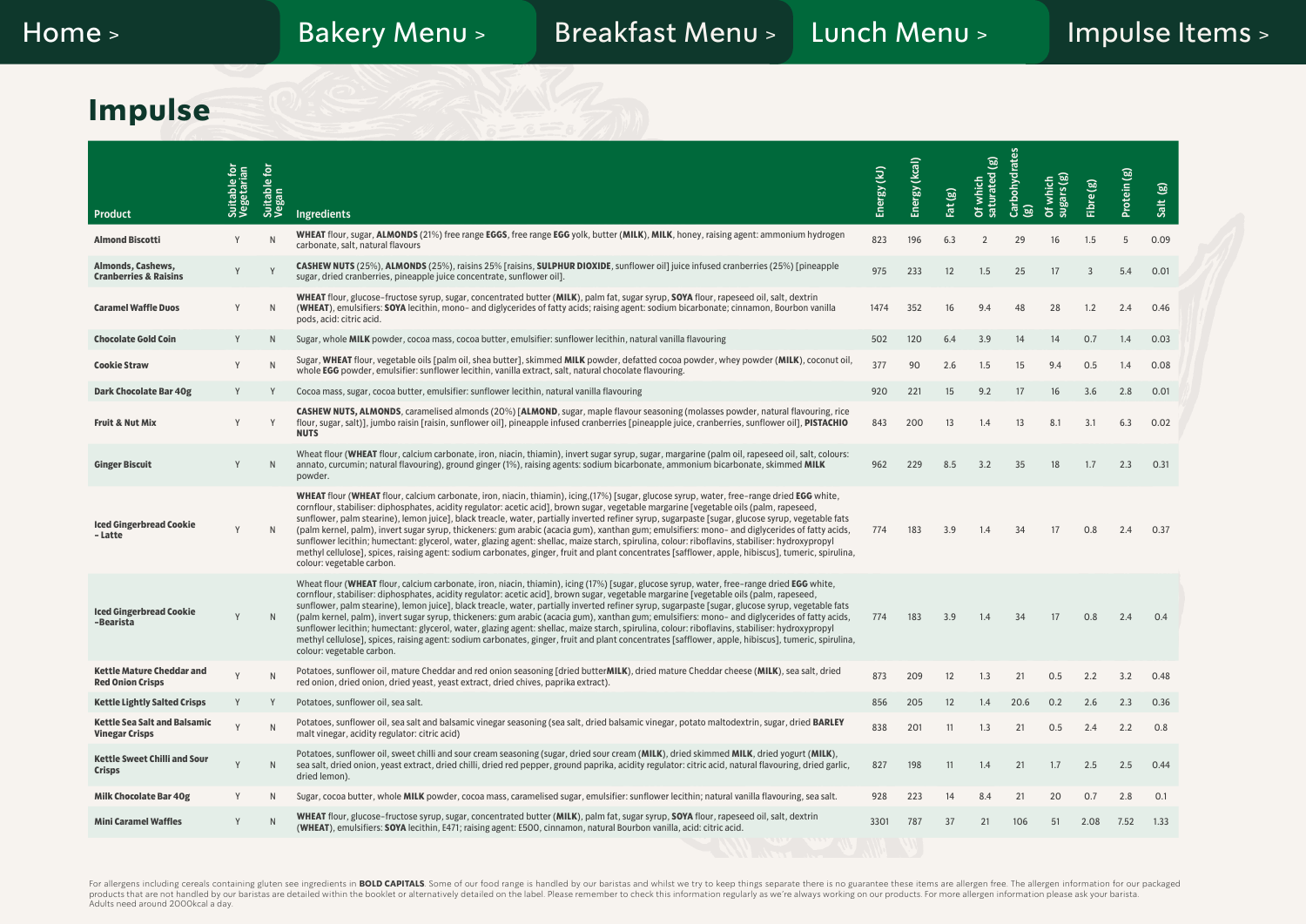Home > Bakery Menu > Breakfast Menu > Lunch Menu > Impulse Items >

# Impulse

| Product | Suitable for Vegetarian | Suitable for Vegan | Ingredients | Energy (kJ) | Energy (kcal) | Fat (g) | Of which saturated (g) | Carbohydrates (g) | Of which sugars (g) | Fibre (g) | Protein (g) | Salt (g) |
|---|---|---|---|---|---|---|---|---|---|---|---|---|
| **Almond Biscotti** | Y | N | **WHEAT** flour, sugar, **ALMONDS** (21%) free range **EGGS**, free range **EGG** yolk, butter (**MILK**), **MILK**, honey, raising agent: ammonium hydrogen carbonate, salt, natural flavours | 823 | 196 | 6.3 | 2 | 29 | 16 | 1.5 | 5 | 0.09 |
| **Almonds, Cashews, Cranberries & Raisins** | Y | Y | **CASHEW NUTS** (25%), **ALMONDS** (25%), raisins 25% [raisins, **SULPHUR DIOXIDE**, sunflower oil] juice infused cranberries (25%) [pineapple sugar, dried cranberries, pineapple juice concentrate, sunflower oil]. | 975 | 233 | 12 | 1.5 | 25 | 17 | 3 | 5.4 | 0.01 |
| **Caramel Waffle Duos** | Y | N | **WHEAT** flour, glucose-fructose syrup, sugar, concentrated butter (**MILK**), palm fat, sugar syrup, **SOYA** flour, rapeseed oil, salt, dextrin (**WHEAT**), emulsifiers: **SOYA** lecithin, mono- and diglycerides of fatty acids; raising agent: sodium bicarbonate; cinnamon, Bourbon vanilla pods, acid: citric acid. | 1474 | 352 | 16 | 9.4 | 48 | 28 | 1.2 | 2.4 | 0.46 |
| **Chocolate Gold Coin** | Y | N | Sugar, whole **MILK** powder, cocoa mass, cocoa butter, emulsifier: sunflower lecithin, natural vanilla flavouring | 502 | 120 | 6.4 | 3.9 | 14 | 14 | 0.7 | 1.4 | 0.03 |
| **Cookie Straw** | Y | N | Sugar, **WHEAT** flour, vegetable oils [palm oil, shea butter], skimmed **MILK** powder, defatted cocoa powder, whey powder (**MILK**), coconut oil, whole **EGG** powder, emulsifier: sunflower lecithin, vanilla extract, salt, natural chocolate flavouring. | 377 | 90 | 2.6 | 1.5 | 15 | 9.4 | 0.5 | 1.4 | 0.08 |
| **Dark Chocolate Bar 40g** | Y | Y | Cocoa mass, sugar, cocoa butter, emulsifier: sunflower lecithin, natural vanilla flavouring | 920 | 221 | 15 | 9.2 | 17 | 16 | 3.6 | 2.8 | 0.01 |
| **Fruit & Nut Mix** | Y | Y | **CASHEW NUTS, ALMONDS**, caramelised almonds (20%) [**ALMOND**, sugar, maple flavour seasoning (molasses powder, natural flavouring, rice flour, sugar, salt)], jumbo raisin [raisin, sunflower oil], pineapple infused cranberries [pineapple juice, cranberries, sunflower oil], **PISTACHIO NUTS** | 843 | 200 | 13 | 1.4 | 13 | 8.1 | 3.1 | 6.3 | 0.02 |
| **Ginger Biscuit** | Y | N | Wheat flour (**WHEAT** flour, calcium carbonate, iron, niacin, thiamin), invert sugar syrup, sugar, margarine (palm oil, rapeseed oil, salt, colours: annato, curcumin; natural flavouring), ground ginger (1%), raising agents: sodium bicarbonate, ammonium bicarbonate, skimmed **MILK** powder. | 962 | 229 | 8.5 | 3.2 | 35 | 18 | 1.7 | 2.3 | 0.31 |
| **Iced Gingerbread Cookie – Latte** | Y | N | **WHEAT** flour (**WHEAT** flour, calcium carbonate, iron, niacin, thiamin), icing,(17%) [sugar, glucose syrup, water, free-range dried **EGG** white, cornflour, stabiliser: diphosphates, acidity regulator: acetic acid], brown sugar, vegetable margarine [vegetable oils (palm, rapeseed, sunflower, palm stearine), lemon juice], black treacle, water, partially inverted refiner syrup, sugarpaste [sugar, glucose syrup, vegetable fats (palm kernel, palm), invert sugar syrup, thickeners: gum arabic (acacia gum), xanthan gum; emulsifiers: mono- and diglycerides of fatty acids, sunflower lecithin; humectant: glycerol, water, glazing agent: shellac, maize starch, spirulina, colour: riboflavins, stabiliser: hydroxypropyl methyl cellulose], spices, raising agent: sodium carbonates, ginger, fruit and plant concentrates [safflower, apple, hibiscus], tumeric, spirulina, colour: vegetable carbon. | 774 | 183 | 3.9 | 1.4 | 34 | 17 | 0.8 | 2.4 | 0.37 |
| **Iced Gingerbread Cookie –Bearista** | Y | N | Wheat flour (**WHEAT** flour, calcium carbonate, iron, niacin, thiamin), icing (17%) [sugar, glucose syrup, water, free-range dried **EGG** white, cornflour, stabiliser: diphosphates, acidity regulator: acetic acid], brown sugar, vegetable margarine [vegetable oils (palm, rapeseed, sunflower, palm stearine), lemon juice], black treacle, water, partially inverted refiner syrup, sugarpaste [sugar, glucose syrup, vegetable fats (palm kernel, palm), invert sugar syrup, thickeners: gum arabic (acacia gum), xanthan gum; emulsifiers: mono- and diglycerides of fatty acids, sunflower lecithin; humectant: glycerol, water, glazing agent: shellac, maize starch, spirulina, colour: riboflavins, stabiliser: hydroxypropyl methyl cellulose], spices, raising agent: sodium carbonates, ginger, fruit and plant concentrates [safflower, apple, hibiscus], tumeric, spirulina, colour: vegetable carbon. | 774 | 183 | 3.9 | 1.4 | 34 | 17 | 0.8 | 2.4 | 0.4 |
| **Kettle Mature Cheddar and Red Onion Crisps** | Y | N | Potatoes, sunflower oil, mature Cheddar and red onion seasoning [dried butter**MILK**), dried mature Cheddar cheese (**MILK**), sea salt, dried red onion, dried onion, dried yeast, yeast extract, dried chives, paprika extract). | 873 | 209 | 12 | 1.3 | 21 | 0.5 | 2.2 | 3.2 | 0.48 |
| **Kettle Lightly Salted Crisps** | Y | Y | Potatoes, sunflower oil, sea salt. | 856 | 205 | 12 | 1.4 | 20.6 | 0.2 | 2.6 | 2.3 | 0.36 |
| **Kettle Sea Salt and Balsamic Vinegar Crisps** | Y | N | Potatoes, sunflower oil, sea salt and balsamic vinegar seasoning (sea salt, dried balsamic vinegar, potato maltodextrin, sugar, dried **BARLEY** malt vinegar, acidity regulator: citric acid) | 838 | 201 | 11 | 1.3 | 21 | 0.5 | 2.4 | 2.2 | 0.8 |
| **Kettle Sweet Chilli and Sour Crisps** | Y | N | Potatoes, sunflower oil, sweet chilli and sour cream seasoning (sugar, dried sour cream (**MILK**), dried skimmed **MILK**, dried yogurt (**MILK**), sea salt, dried onion, yeast extract, dried chilli, dried red pepper, ground paprika, acidity regulator: citric acid, natural flavouring, dried garlic, dried lemon). | 827 | 198 | 11 | 1.4 | 21 | 1.7 | 2.5 | 2.5 | 0.44 |
| **Milk Chocolate Bar 40g** | Y | N | Sugar, cocoa butter, whole **MILK** powder, cocoa mass, caramelised sugar, emulsifier: sunflower lecithin; natural vanilla flavouring, sea salt. | 928 | 223 | 14 | 8.4 | 21 | 20 | 0.7 | 2.8 | 0.1 |
| **Mini Caramel Waffles** | Y | N | **WHEAT** flour, glucose-fructose syrup, sugar, concentrated butter (**MILK**), palm fat, sugar syrup, **SOYA** flour, rapeseed oil, salt, dextrin (**WHEAT**), emulsifiers: **SOYA** lecithin, E471; raising agent: E500, cinnamon, natural Bourbon vanilla, acid: citric acid. | 3301 | 787 | 37 | 21 | 106 | 51 | 2.08 | 7.52 | 1.33 |

For allergens including cereals containing gluten see ingredients in **BOLD CAPITALS**. Some of our food range is handled by our baristas and whilst we try to keep things separate there is no guarantee these items are allergen free. The allergen information for our packaged products that are not handled by our baristas are detailed within the booklet or alternatively detailed on the label. Please remember to check this information regularly as we're always working on our products. For more allergen information please ask your barista.
Adults need around 2000kcal a day.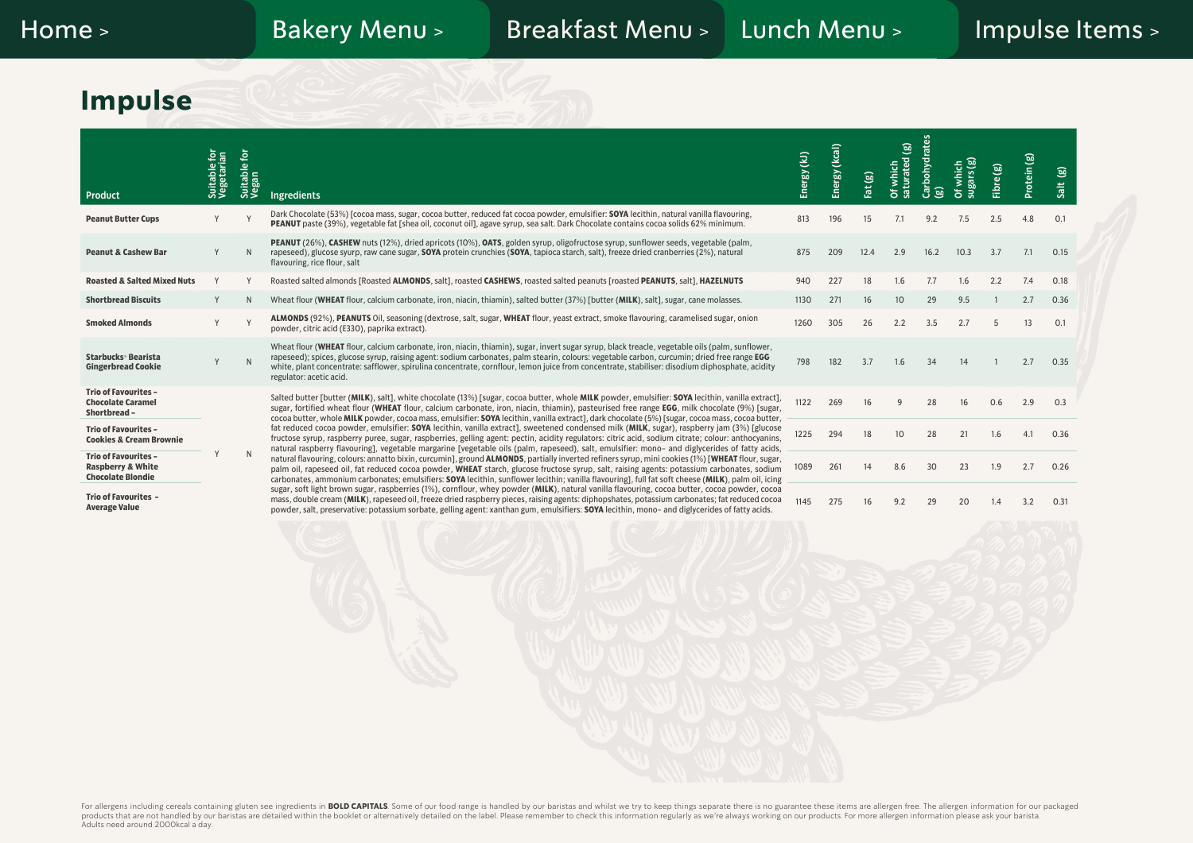Home > Bakery Menu > Breakfast Menu > Lunch Menu > Impulse Items >

# Impulse

| Product | Suitable for Vegetarian | Suitable for Vegan | Ingredients | Energy (kJ) | Energy (kcal) | Fat (g) | Of which saturated (g) | Carbohydrates (g) | Of which sugars (g) | Fibre (g) | Protein (g) | Salt (g) |
|---|---|---|---|---|---|---|---|---|---|---|---|---|
| **Peanut Butter Cups** | Y | Y | Dark Chocolate (53%) [cocoa mass, sugar, cocoa butter, reduced fat cocoa powder, emulsifier: **SOYA** lecithin, natural vanilla flavouring, **PEANUT** paste (39%), vegetable fat [shea oil, coconut oil], agave syrup, sea salt. Dark Chocolate contains cocoa solids 62% minimum. | 813 | 196 | 15 | 7.1 | 9.2 | 7.5 | 2.5 | 4.8 | 0.1 |
| **Peanut & Cashew Bar** | Y | N | **PEANUT** (26%), **CASHEW** nuts (12%), dried apricots (10%), **OATS**, golden syrup, oligofructose syrup, sunflower seeds, vegetable (palm, rapeseed), glucose syurp, raw cane sugar, **SOYA** protein crunchies (**SOYA**, tapioca starch, salt), freeze dried cranberries (2%), natural flavouring, rice flour, salt | 875 | 209 | 12.4 | 2.9 | 16.2 | 10.3 | 3.7 | 7.1 | 0.15 |
| **Roasted & Salted Mixed Nuts** | Y | Y | Roasted salted almonds [Roasted **ALMONDS**, salt], roasted **CASHEWS**, roasted salted peanuts [roasted **PEANUTS**, salt], **HAZELNUTS** | 940 | 227 | 18 | 1.6 | 7.7 | 1.6 | 2.2 | 7.4 | 0.18 |
| **Shortbread Biscuits** | Y | N | Wheat flour (**WHEAT** flour, calcium carbonate, iron, niacin, thiamin), salted butter (37%) [butter (**MILK**), salt], sugar, cane molasses. | 1130 | 271 | 16 | 10 | 29 | 9.5 | 1 | 2.7 | 0.36 |
| **Smoked Almonds** | Y | Y | **ALMONDS** (92%), **PEANUTS** Oil, seasoning (dextrose, salt, sugar, **WHEAT** flour, yeast extract, smoke flavouring, caramelised sugar, onion powder, citric acid (E330), paprika extract). | 1260 | 305 | 26 | 2.2 | 3.5 | 2.7 | 5 | 13 | 0.1 |
| **Starbucks® Bearista Gingerbread Cookie** | Y | N | Wheat flour (**WHEAT** flour, calcium carbonate, iron, niacin, thiamin), sugar, invert sugar syrup, black treacle, vegetable oils (palm, sunflower, rapeseed); spices, glucose syrup, raising agent: sodium carbonates, palm stearin, colours: vegetable carbon, curcumin; dried free range **EGG** white, plant concentrate: safflower, spirulina concentrate, cornflour, lemon juice from concentrate, stabiliser: disodium diphosphate, acidity regulator: acetic acid. | 798 | 182 | 3.7 | 1.6 | 34 | 14 | 1 | 2.7 | 0.35 |
| **Trio of Favourites – Chocolate Caramel Shortbread –** | Y | N | Salted butter [butter (**MILK**), salt], white chocolate (13%) [sugar, cocoa butter, whole **MILK** powder, emulsifier: **SOYA** lecithin, vanilla extract], sugar, fortified wheat flour (**WHEAT** flour, calcium carbonate, iron, niacin, thiamin), pasteurised free range **EGG**, milk chocolate (9%) [sugar, cocoa butter, whole **MILK** powder, cocoa mass, emulsifier: **SOYA** lecithin, vanilla extract], dark chocolate (5%) [sugar, cocoa mass, cocoa butter, fat reduced cocoa powder, emulsifier: **SOYA** lecithin, vanilla extract], sweetened condensed milk (**MILK**, sugar), raspberry jam (3%) [glucose fructose syrup, raspberry puree, sugar, raspberries, gelling agent: pectin, acidity regulators: citric acid, sodium citrate; colour: anthocyanins, natural raspberry flavouring], vegetable margarine [vegetable oils (palm, rapeseed), salt, emulsifier: mono- and diglycerides of fatty acids, natural flavouring, colours: annatto bixin, curcumin], ground **ALMONDS**, partially inverted refiners syrup, mini cookies (1%) [**WHEAT** flour, sugar, palm oil, rapeseed oil, fat reduced cocoa powder, **WHEAT** starch, glucose fructose syrup, salt, raising agents: potassium carbonates, sodium carbonates, ammonium carbonates; emulsifiers: **SOYA** lecithin, sunflower lecithin; vanilla flavouring], full fat soft cheese (**MILK**), palm oil, icing sugar, soft light brown sugar, raspberries (1%), cornflour, whey powder (**MILK**), natural vanilla flavouring, cocoa butter, cocoa powder, cocoa mass, double cream (**MILK**), rapeseed oil, freeze dried raspberry pieces, raising agents: diphopshates, potassium carbonates; fat reduced cocoa powder, salt, preservative: potassium sorbate, gelling agent: xanthan gum, emulsifiers: **SOYA** lecithin, mono- and diglycerides of fatty acids. | 1122 | 269 | 16 | 9 | 28 | 16 | 0.6 | 2.9 | 0.3 |
| **Trio of Favourites – Cookies & Cream Brownie** | | | | 1225 | 294 | 18 | 10 | 28 | 21 | 1.6 | 4.1 | 0.36 |
| **Trio of Favourites – Raspberry & White Chocolate Blondie** | | | | 1089 | 261 | 14 | 8.6 | 30 | 23 | 1.9 | 2.7 | 0.26 |
| **Trio of Favourites – Average Value** | | | | 1145 | 275 | 16 | 9.2 | 29 | 20 | 1.4 | 3.2 | 0.31 |

For allergens including cereals containing gluten see ingredients in **BOLD CAPITALS**. Some of our food range is handled by our baristas and whilst we try to keep things separate there is no guarantee these items are allergen free. The allergen information for our packaged products that are not handled by our baristas are detailed within the booklet or alternatively detailed on the label. Please remember to check this information regularly as we're always working on our products. For more allergen information please ask your barista. Adults need around 2000kcal a day.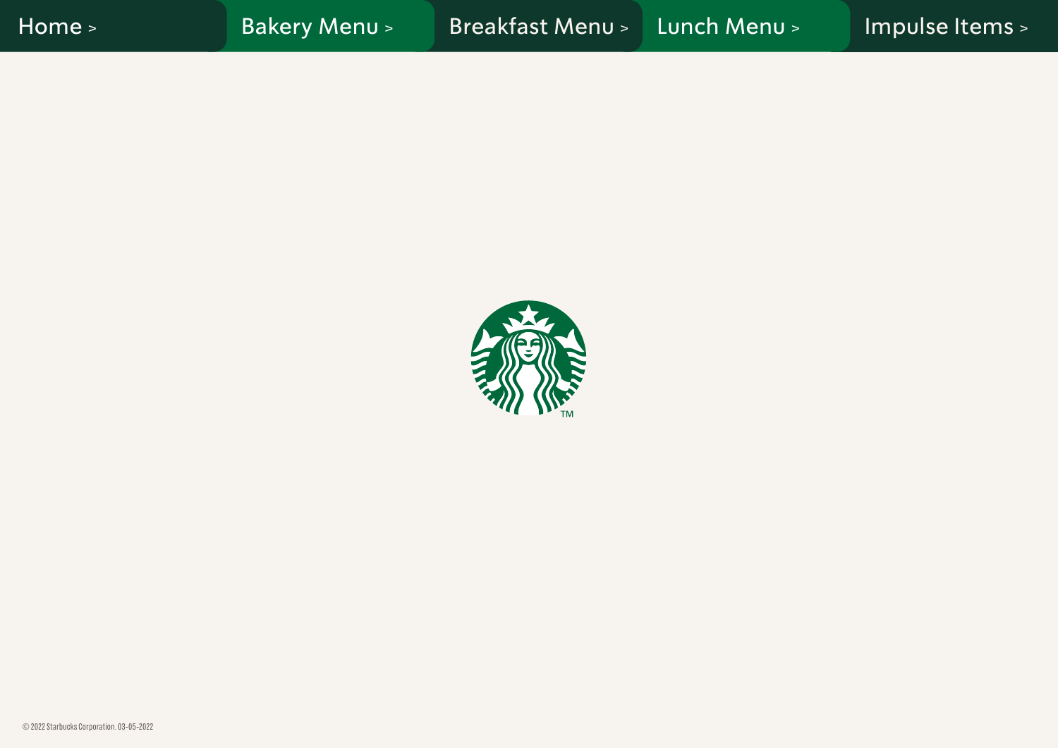Home > Bakery Menu > Breakfast Menu > Lunch Menu > Impulse Items >

© 2022 Starbucks Corporation. 03-05-2022